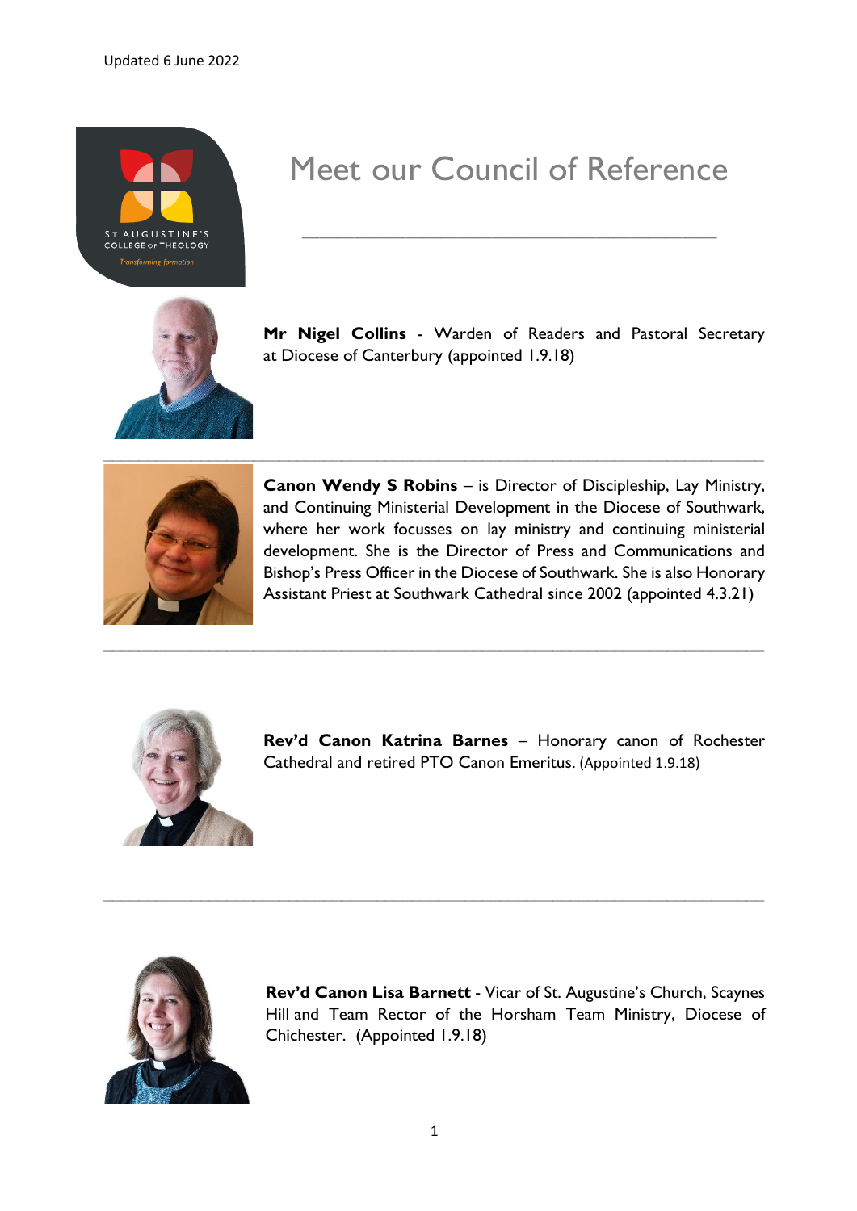Updated 6 June 2022

# Meet our Council of Reference

---

**Mr Nigel Collins** - Warden of Readers and Pastoral Secretary at Diocese of Canterbury (appointed 1.9.18)

---

**Canon Wendy S Robins** – is Director of Discipleship, Lay Ministry, and Continuing Ministerial Development in the Diocese of Southwark, where her work focusses on lay ministry and continuing ministerial development. She is the Director of Press and Communications and Bishop's Press Officer in the Diocese of Southwark. She is also Honorary Assistant Priest at Southwark Cathedral since 2002 (appointed 4.3.21)

---

**Rev'd Canon Katrina Barnes** – Honorary canon of Rochester Cathedral and retired PTO Canon Emeritus. (Appointed 1.9.18)

---

**Rev'd Canon Lisa Barnett** - Vicar of St. Augustine's Church, Scaynes Hill and Team Rector of the Horsham Team Ministry, Diocese of Chichester. (Appointed 1.9.18)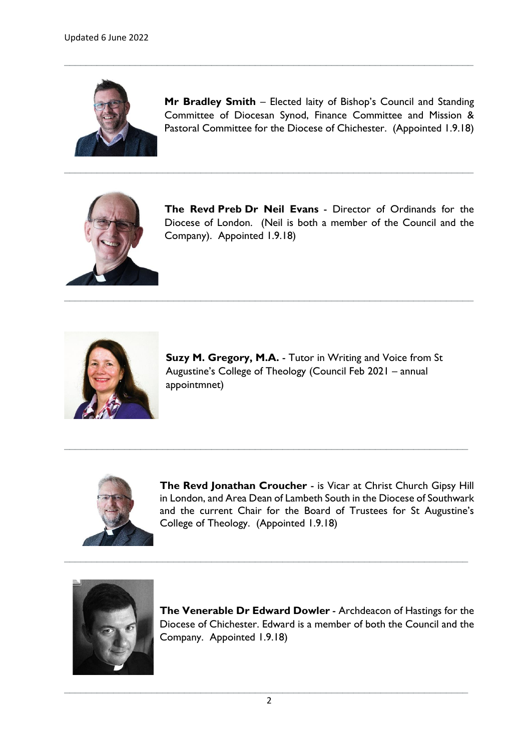Updated 6 June 2022

---

**Mr Bradley Smith** – Elected laity of Bishop's Council and Standing Committee of Diocesan Synod, Finance Committee and Mission & Pastoral Committee for the Diocese of Chichester. (Appointed 1.9.18)

---

**The Revd Preb Dr Neil Evans** - Director of Ordinands for the Diocese of London. (Neil is both a member of the Council and the Company). Appointed 1.9.18)

---

**Suzy M. Gregory, M.A.** - Tutor in Writing and Voice from St Augustine's College of Theology (Council Feb 2021 – annual appointmnet)

---

**The Revd Jonathan Croucher** - is Vicar at Christ Church Gipsy Hill in London, and Area Dean of Lambeth South in the Diocese of Southwark and the current Chair for the Board of Trustees for St Augustine's College of Theology. (Appointed 1.9.18)

---

**The Venerable Dr Edward Dowler** - Archdeacon of Hastings for the Diocese of Chichester. Edward is a member of both the Council and the Company. Appointed 1.9.18)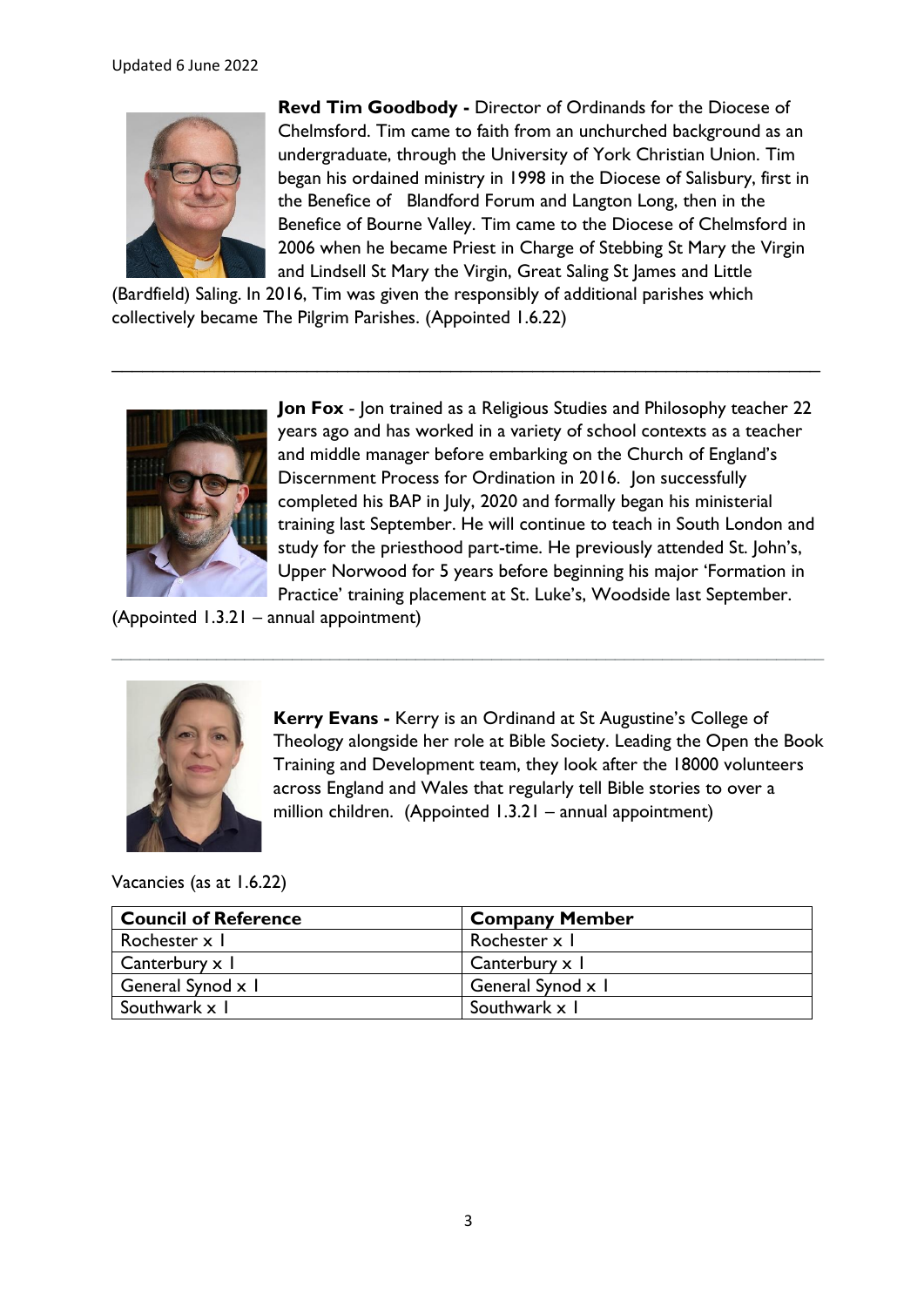Updated 6 June 2022

**Revd Tim Goodbody -** Director of Ordinands for the Diocese of Chelmsford. Tim came to faith from an unchurched background as an undergraduate, through the University of York Christian Union. Tim began his ordained ministry in 1998 in the Diocese of Salisbury, first in the Benefice of Blandford Forum and Langton Long, then in the Benefice of Bourne Valley. Tim came to the Diocese of Chelmsford in 2006 when he became Priest in Charge of Stebbing St Mary the Virgin and Lindsell St Mary the Virgin, Great Saling St James and Little (Bardfield) Saling. In 2016, Tim was given the responsibly of additional parishes which collectively became The Pilgrim Parishes. (Appointed 1.6.22)

---

**Jon Fox** - Jon trained as a Religious Studies and Philosophy teacher 22 years ago and has worked in a variety of school contexts as a teacher and middle manager before embarking on the Church of England's Discernment Process for Ordination in 2016. Jon successfully completed his BAP in July, 2020 and formally began his ministerial training last September. He will continue to teach in South London and study for the priesthood part-time. He previously attended St. John's, Upper Norwood for 5 years before beginning his major 'Formation in Practice' training placement at St. Luke's, Woodside last September. (Appointed 1.3.21 – annual appointment)

---

**Kerry Evans -** Kerry is an Ordinand at St Augustine's College of Theology alongside her role at Bible Society. Leading the Open the Book Training and Development team, they look after the 18000 volunteers across England and Wales that regularly tell Bible stories to over a million children. (Appointed 1.3.21 – annual appointment)

Vacancies (as at 1.6.22)

| **Council of Reference** | **Company Member** |
|---|---|
| Rochester x 1 | Rochester x 1 |
| Canterbury x 1 | Canterbury x 1 |
| General Synod x 1 | General Synod x 1 |
| Southwark x 1 | Southwark x 1 |